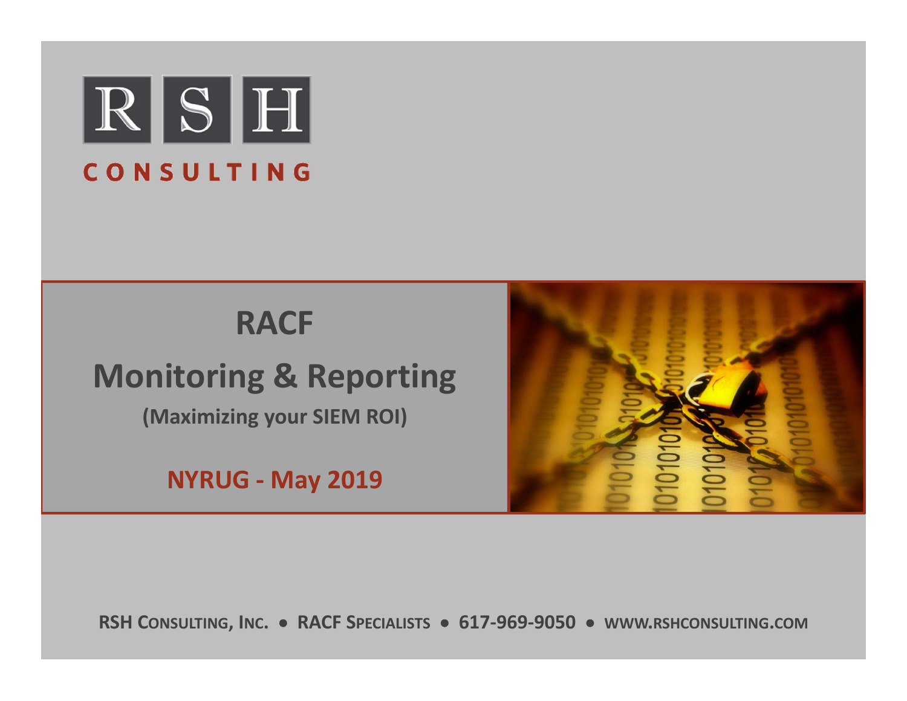RSH CONSULTING

# RACF

# Monitoring & Reporting

**(Maximizing your SIEM ROI)**

**NYRUG - May 2019**

RSH CONSULTING, INC. • RACF SPECIALISTS • 617-969-9050 • WWW.RSHCONSULTING.COM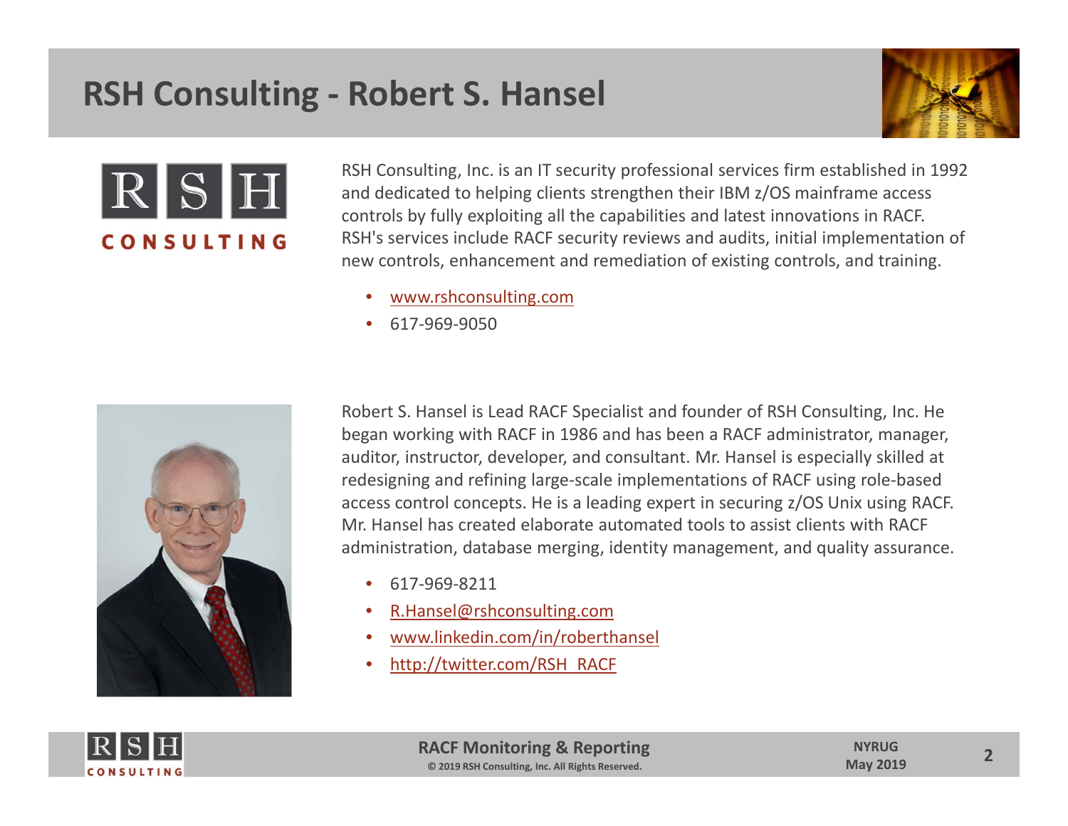# RSH Consulting - Robert S. Hansel

RSH Consulting, Inc. is an IT security professional services firm established in 1992 and dedicated to helping clients strengthen their IBM z/OS mainframe access controls by fully exploiting all the capabilities and latest innovations in RACF. RSH's services include RACF security reviews and audits, initial implementation of new controls, enhancement and remediation of existing controls, and training.

- www.rshconsulting.com
- 617-969-9050

Robert S. Hansel is Lead RACF Specialist and founder of RSH Consulting, Inc. He began working with RACF in 1986 and has been a RACF administrator, manager, auditor, instructor, developer, and consultant. Mr. Hansel is especially skilled at redesigning and refining large-scale implementations of RACF using role-based access control concepts. He is a leading expert in securing z/OS Unix using RACF. Mr. Hansel has created elaborate automated tools to assist clients with RACF administration, database merging, identity management, and quality assurance.

- 617-969-8211
- R.Hansel@rshconsulting.com
- www.linkedin.com/in/roberthansel
- http://twitter.com/RSH_RACF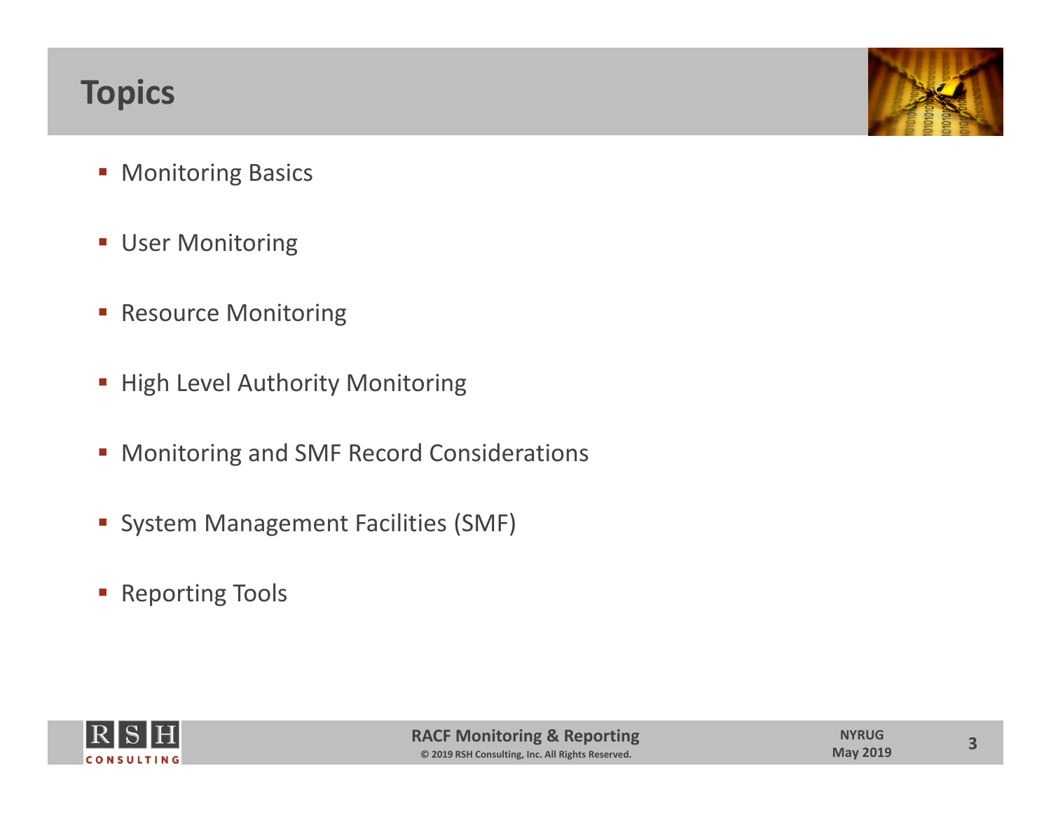# Topics

- Monitoring Basics
- User Monitoring
- Resource Monitoring
- High Level Authority Monitoring
- Monitoring and SMF Record Considerations
- System Management Facilities (SMF)
- Reporting Tools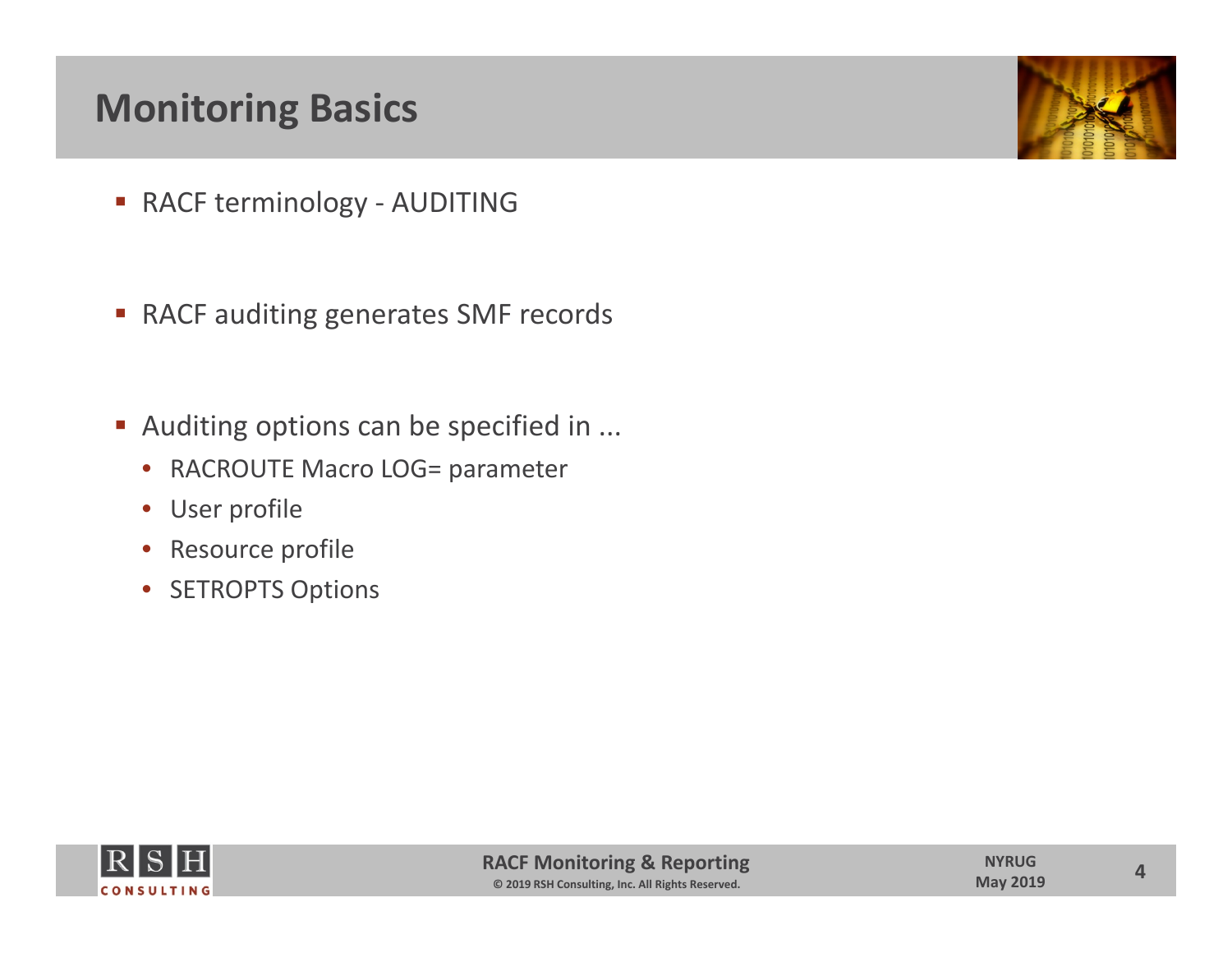# Monitoring Basics

- RACF terminology - AUDITING

- RACF auditing generates SMF records

- Auditing options can be specified in ...
  - RACROUTE Macro LOG= parameter
  - User profile
  - Resource profile
  - SETROPTS Options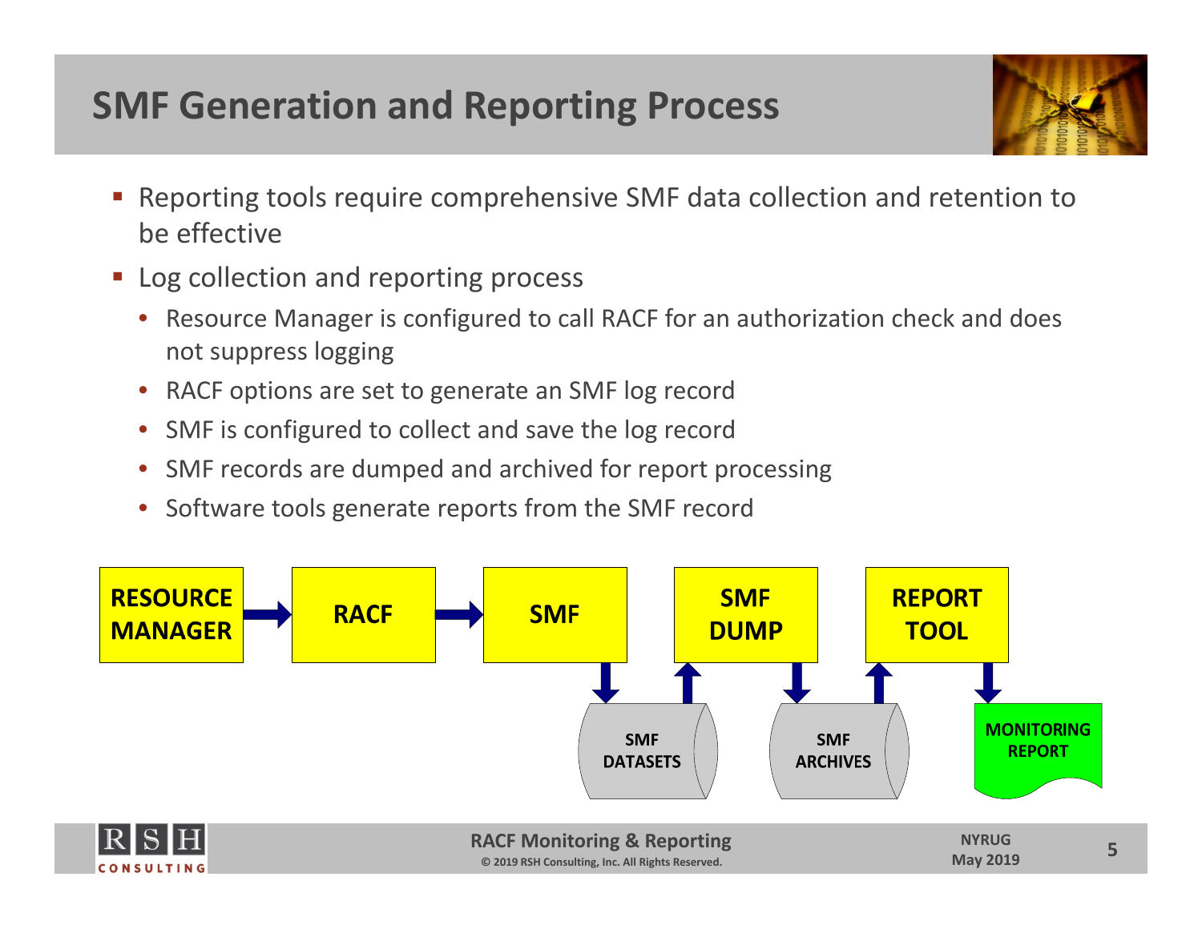# SMF Generation and Reporting Process

- Reporting tools require comprehensive SMF data collection and retention to be effective
- Log collection and reporting process
  - Resource Manager is configured to call RACF for an authorization check and does not suppress logging
  - RACF options are set to generate an SMF log record
  - SMF is configured to collect and save the log record
  - SMF records are dumped and archived for report processing
  - Software tools generate reports from the SMF record

RESOURCE MANAGER → RACF → SMF → SMF DATASETS → SMF DUMP → SMF ARCHIVES → REPORT TOOL → MONITORING REPORT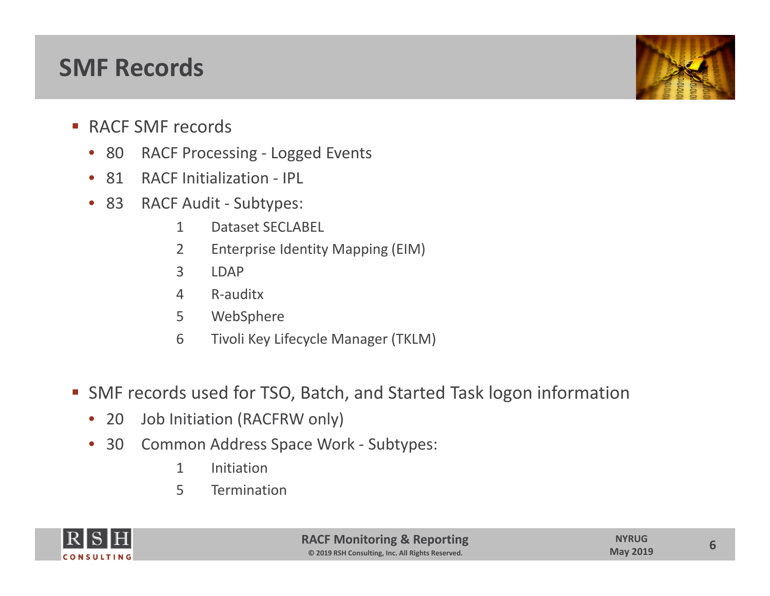# SMF Records

- RACF SMF records
  - 80 RACF Processing - Logged Events
  - 81 RACF Initialization - IPL
  - 83 RACF Audit - Subtypes:
    - 1 Dataset SECLABEL
    - 2 Enterprise Identity Mapping (EIM)
    - 3 LDAP
    - 4 R-auditx
    - 5 WebSphere
    - 6 Tivoli Key Lifecycle Manager (TKLM)

- SMF records used for TSO, Batch, and Started Task logon information
  - 20 Job Initiation (RACFRW only)
  - 30 Common Address Space Work - Subtypes:
    - 1 Initiation
    - 5 Termination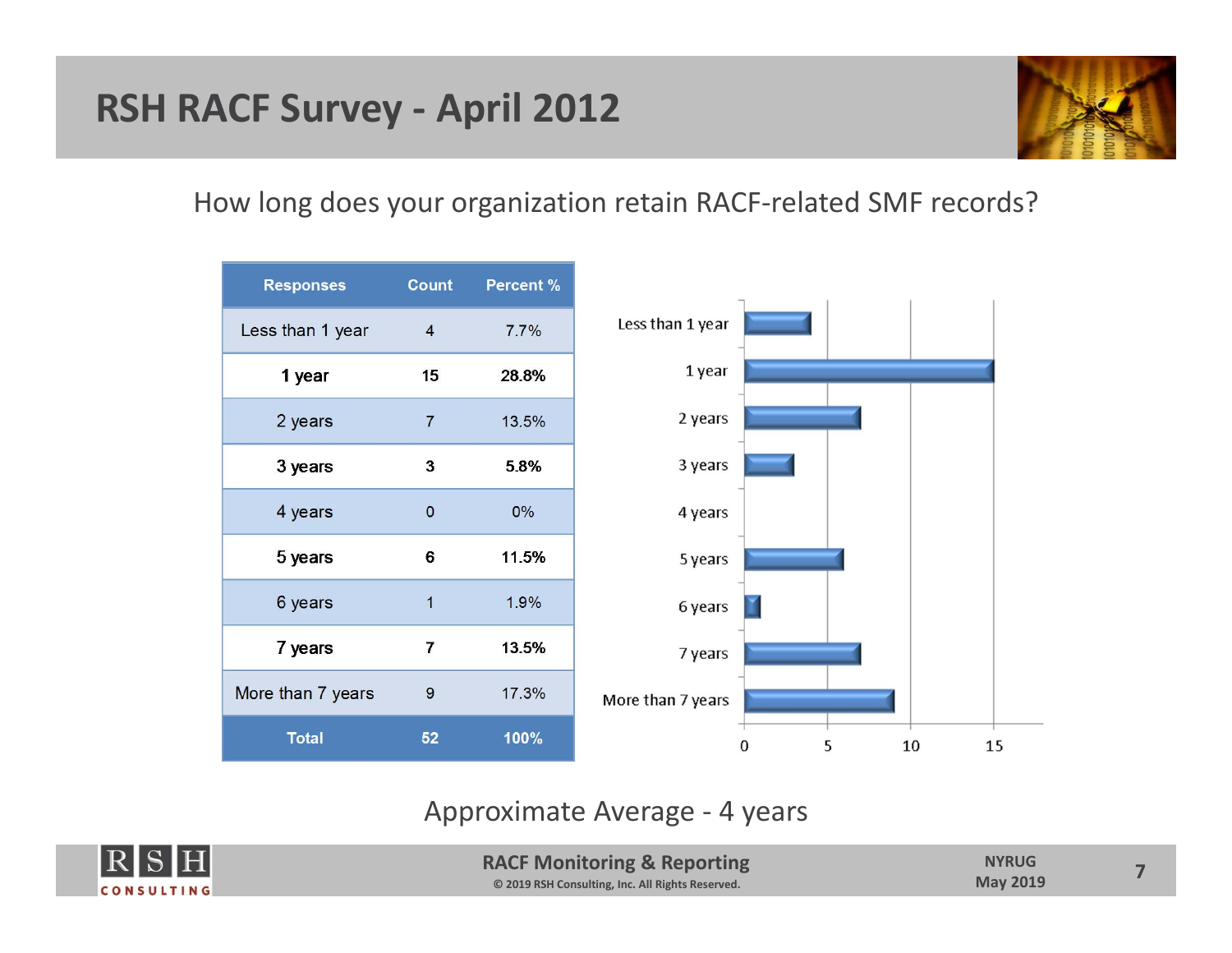# RSH RACF Survey - April 2012

How long does your organization retain RACF-related SMF records?

| Responses | Count | Percent % |
|---|---|---|
| Less than 1 year | 4 | 7.7% |
| **1 year** | **15** | **28.8%** |
| 2 years | 7 | 13.5% |
| **3 years** | **3** | **5.8%** |
| 4 years | 0 | 0% |
| **5 years** | **6** | **11.5%** |
| 6 years | 1 | 1.9% |
| **7 years** | **7** | **13.5%** |
| More than 7 years | 9 | 17.3% |
| **Total** | **52** | **100%** |

Approximate Average - 4 years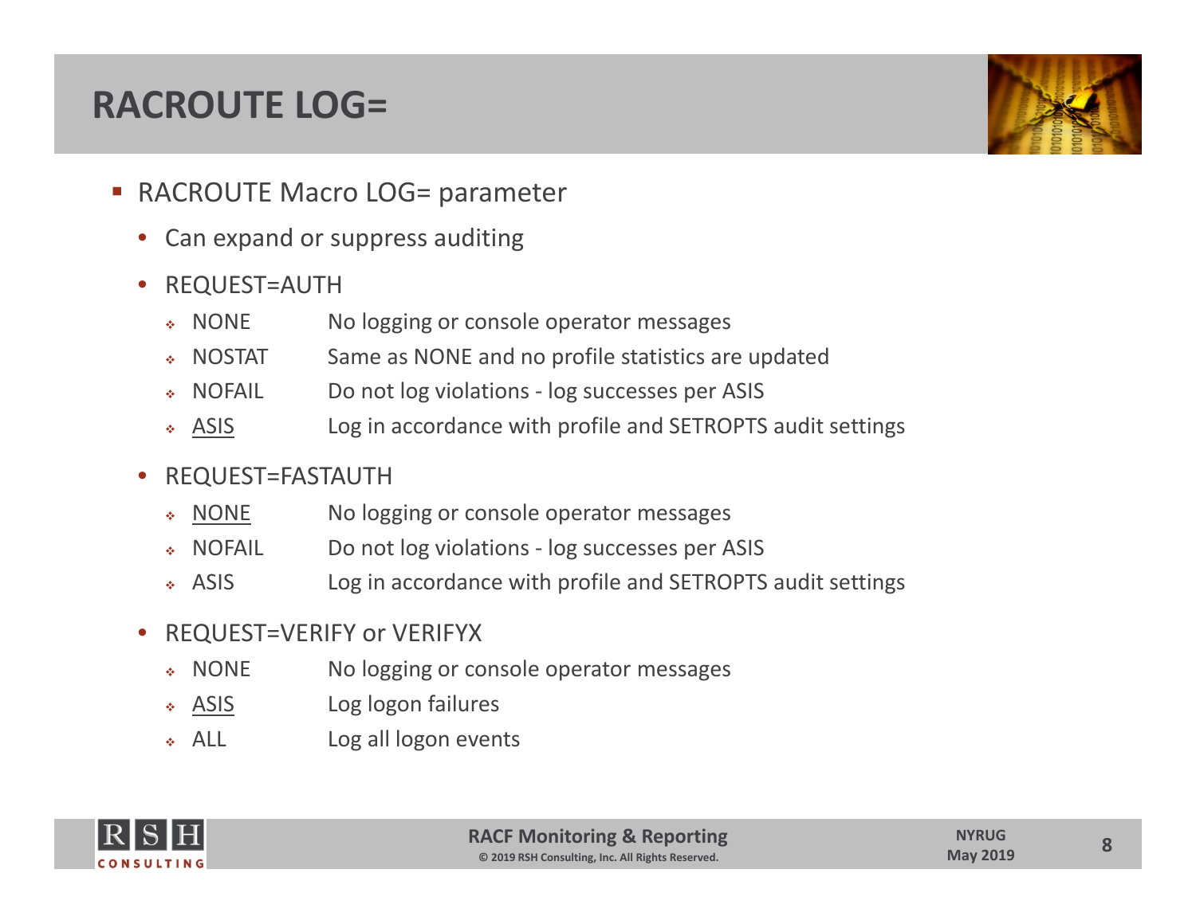# RACROUTE LOG=

- RACROUTE Macro LOG= parameter
  - Can expand or suppress auditing
  - REQUEST=AUTH
    - NONE — No logging or console operator messages
    - NOSTAT — Same as NONE and no profile statistics are updated
    - NOFAIL — Do not log violations - log successes per ASIS
    - <u>ASIS</u> — Log in accordance with profile and SETROPTS audit settings
  - REQUEST=FASTAUTH
    - <u>NONE</u> — No logging or console operator messages
    - NOFAIL — Do not log violations - log successes per ASIS
    - ASIS — Log in accordance with profile and SETROPTS audit settings
  - REQUEST=VERIFY or VERIFYX
    - NONE — No logging or console operator messages
    - <u>ASIS</u> — Log logon failures
    - ALL — Log all logon events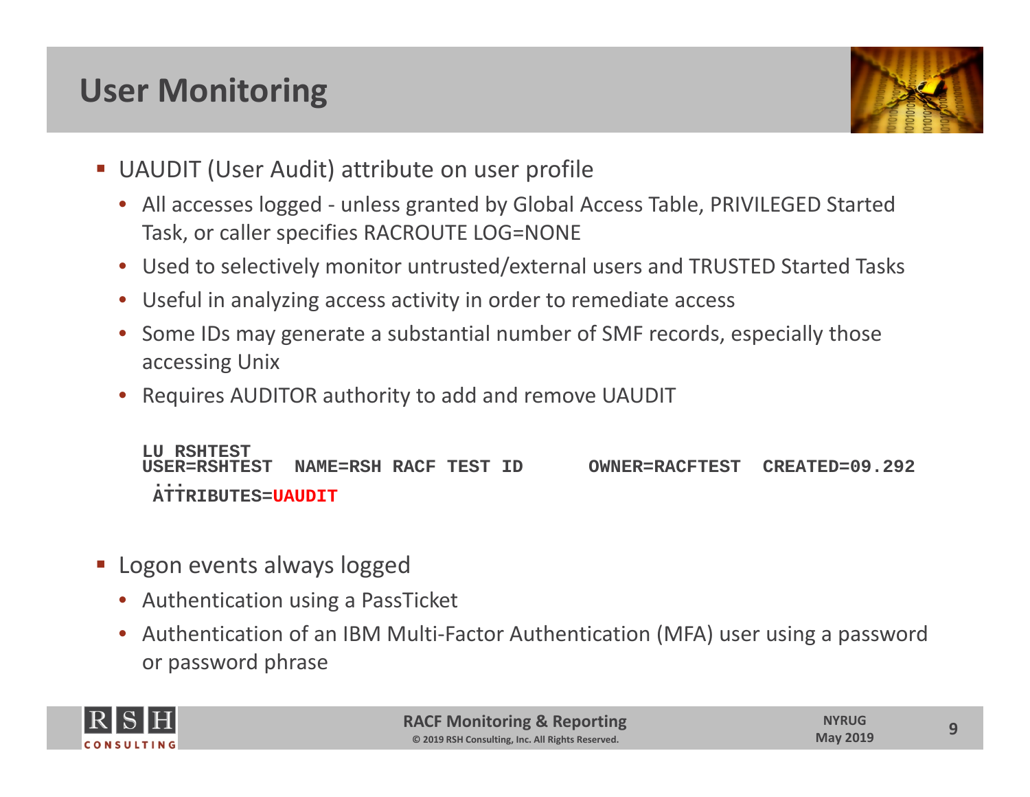# User Monitoring

- UAUDIT (User Audit) attribute on user profile
  - All accesses logged - unless granted by Global Access Table, PRIVILEGED Started Task, or caller specifies RACROUTE LOG=NONE
  - Used to selectively monitor untrusted/external users and TRUSTED Started Tasks
  - Useful in analyzing access activity in order to remediate access
  - Some IDs may generate a substantial number of SMF records, especially those accessing Unix
  - Requires AUDITOR authority to add and remove UAUDIT

```
LU RSHTEST
USER=RSHTEST  NAME=RSH RACF TEST ID      OWNER=RACFTEST  CREATED=09.292
 ...
 ATTRIBUTES=UAUDIT
```

- Logon events always logged
  - Authentication using a PassTicket
  - Authentication of an IBM Multi-Factor Authentication (MFA) user using a password or password phrase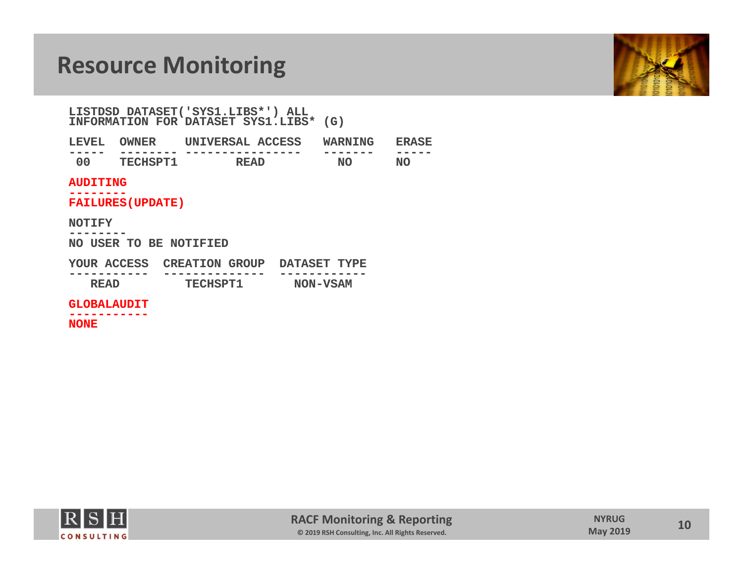# Resource Monitoring

```
LISTDSD DATASET('SYS1.LIBS*') ALL
INFORMATION FOR DATASET SYS1.LIBS* (G)

LEVEL  OWNER    UNIVERSAL ACCESS   WARNING   ERASE
-----  -------- ----------------   -------   -----
 00    TECHSPT1        READ          NO      NO

AUDITING
--------
FAILURES(UPDATE)

NOTIFY
--------
NO USER TO BE NOTIFIED

YOUR ACCESS  CREATION GROUP  DATASET TYPE
-----------  --------------  ------------
   READ         TECHSPT1       NON-VSAM

GLOBALAUDIT
-----------
NONE
```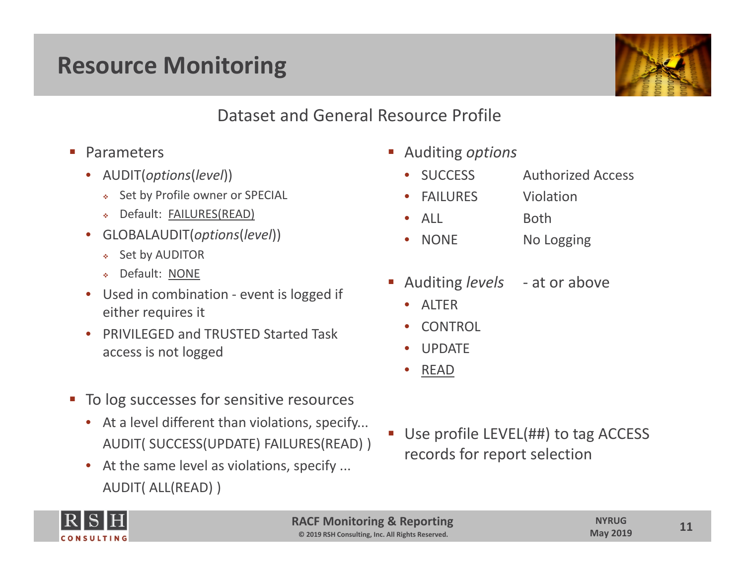# Resource Monitoring

## Dataset and General Resource Profile

- Parameters
  - AUDIT(*options*(*level*))
    - Set by Profile owner or SPECIAL
    - Default: FAILURES(READ)
  - GLOBALAUDIT(*options*(*level*))
    - Set by AUDITOR
    - Default: NONE
  - Used in combination - event is logged if either requires it
  - PRIVILEGED and TRUSTED Started Task access is not logged

- To log successes for sensitive resources
  - At a level different than violations, specify... AUDIT( SUCCESS(UPDATE) FAILURES(READ) )
  - At the same level as violations, specify ... AUDIT( ALL(READ) )

- Auditing *options*

| Option | Meaning |
| --- | --- |
| SUCCESS | Authorized Access |
| FAILURES | Violation |
| ALL | Both |
| NONE | No Logging |

- Auditing *levels* - at or above
  - ALTER
  - CONTROL
  - UPDATE
  - READ

- Use profile LEVEL(##) to tag ACCESS records for report selection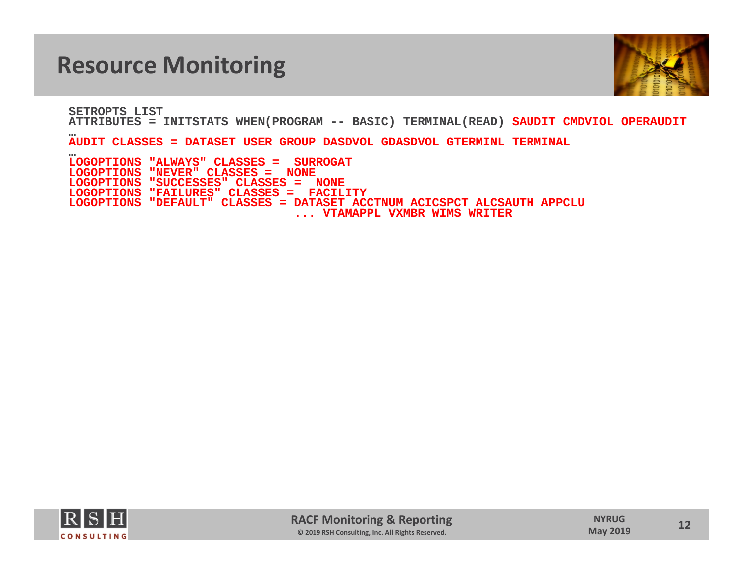# Resource Monitoring

```
SETROPTS LIST
ATTRIBUTES = INITSTATS WHEN(PROGRAM -- BASIC) TERMINAL(READ) SAUDIT CMDVIOL OPERAUDIT
…
AUDIT CLASSES = DATASET USER GROUP DASDVOL GDASDVOL GTERMINL TERMINAL
…
LOGOPTIONS "ALWAYS" CLASSES =  SURROGAT
LOGOPTIONS "NEVER" CLASSES =  NONE
LOGOPTIONS "SUCCESSES" CLASSES =  NONE
LOGOPTIONS "FAILURES" CLASSES =  FACILITY
LOGOPTIONS "DEFAULT" CLASSES = DATASET ACCTNUM ACICSPCT ALCSAUTH APPCLU
                               ... VTAMAPPL VXMBR WIMS WRITER
```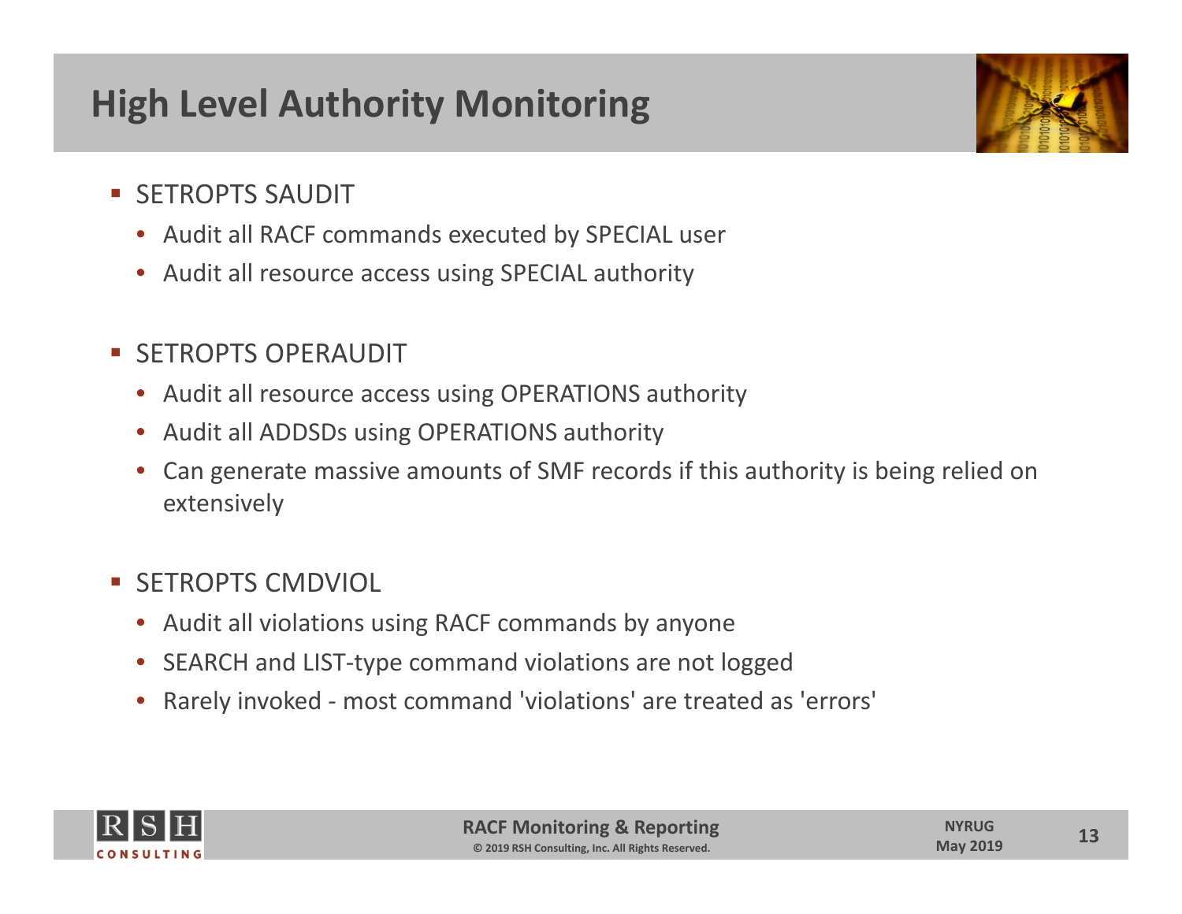# High Level Authority Monitoring

- SETROPTS SAUDIT
  - Audit all RACF commands executed by SPECIAL user
  - Audit all resource access using SPECIAL authority

- SETROPTS OPERAUDIT
  - Audit all resource access using OPERATIONS authority
  - Audit all ADDSDs using OPERATIONS authority
  - Can generate massive amounts of SMF records if this authority is being relied on extensively

- SETROPTS CMDVIOL
  - Audit all violations using RACF commands by anyone
  - SEARCH and LIST-type command violations are not logged
  - Rarely invoked - most command 'violations' are treated as 'errors'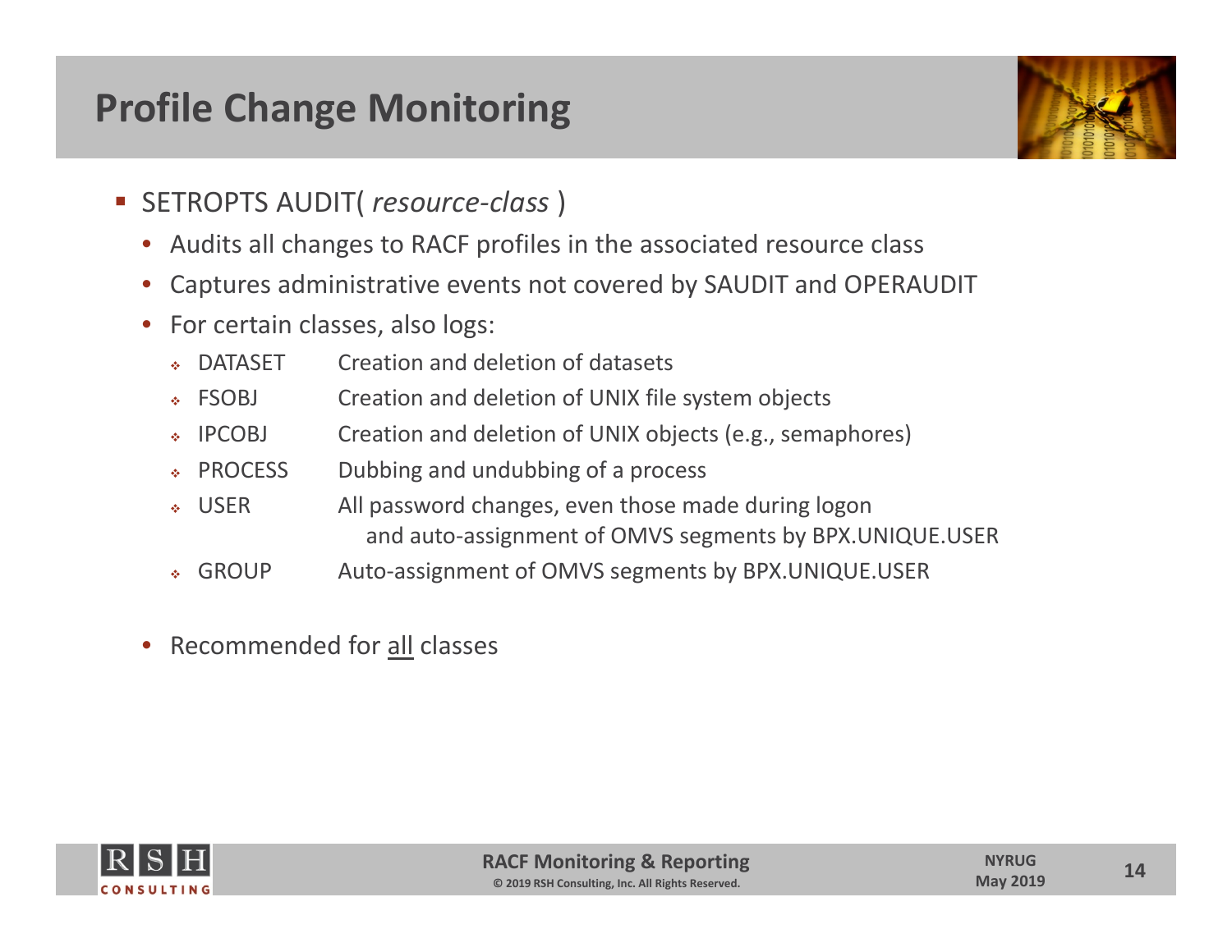# Profile Change Monitoring

- SETROPTS AUDIT( *resource-class* )
  - Audits all changes to RACF profiles in the associated resource class
  - Captures administrative events not covered by SAUDIT and OPERAUDIT
  - For certain classes, also logs:
    - DATASET Creation and deletion of datasets
    - FSOBJ Creation and deletion of UNIX file system objects
    - IPCOBJ Creation and deletion of UNIX objects (e.g., semaphores)
    - PROCESS Dubbing and undubbing of a process
    - USER All password changes, even those made during logon and auto-assignment of OMVS segments by BPX.UNIQUE.USER
    - GROUP Auto-assignment of OMVS segments by BPX.UNIQUE.USER
  - Recommended for <u>all</u> classes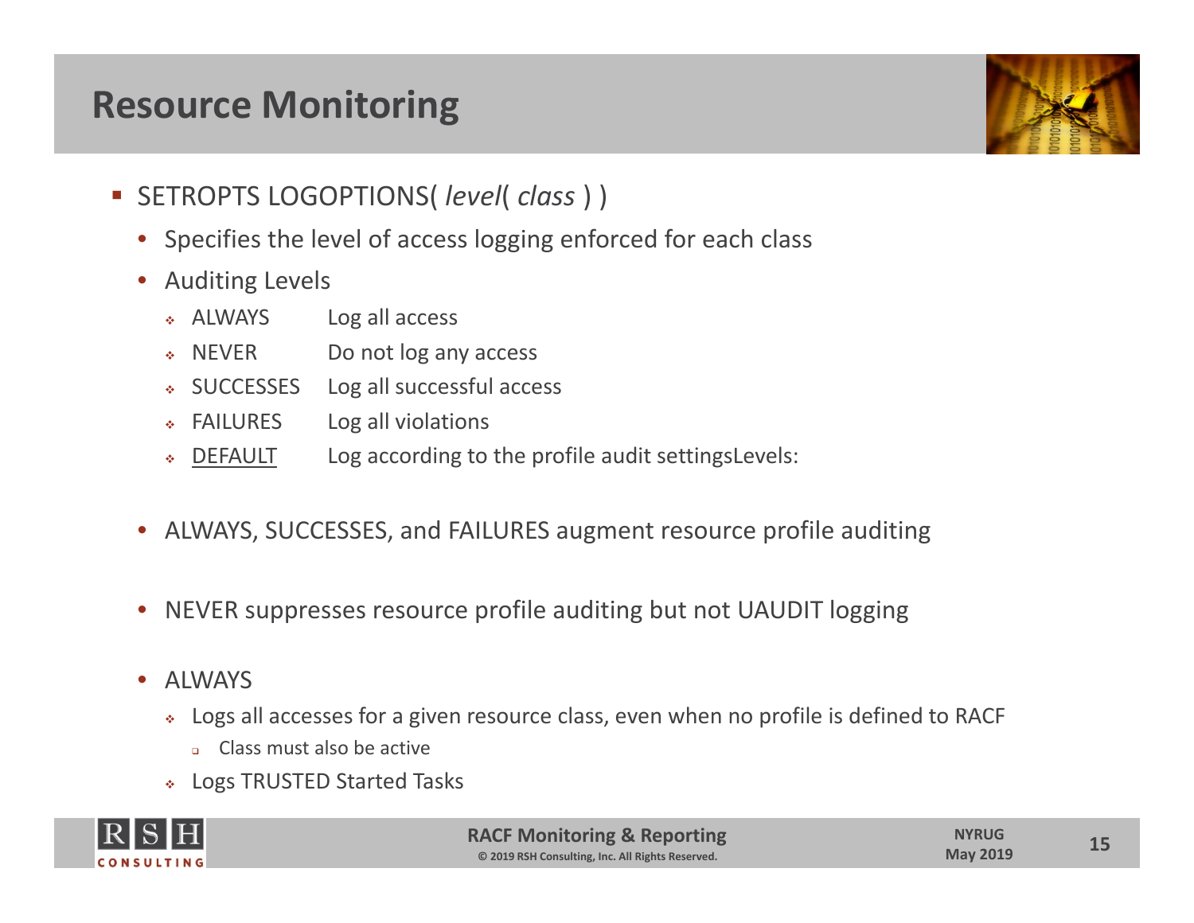# Resource Monitoring

- SETROPTS LOGOPTIONS( *level*( *class* ) )
  - Specifies the level of access logging enforced for each class
  - Auditing Levels
    - ALWAYS Log all access
    - NEVER Do not log any access
    - SUCCESSES Log all successful access
    - FAILURES Log all violations
    - <u>DEFAULT</u> Log according to the profile audit settingsLevels:
  - ALWAYS, SUCCESSES, and FAILURES augment resource profile auditing
  - NEVER suppresses resource profile auditing but not UAUDIT logging
  - ALWAYS
    - Logs all accesses for a given resource class, even when no profile is defined to RACF
      - Class must also be active
    - Logs TRUSTED Started Tasks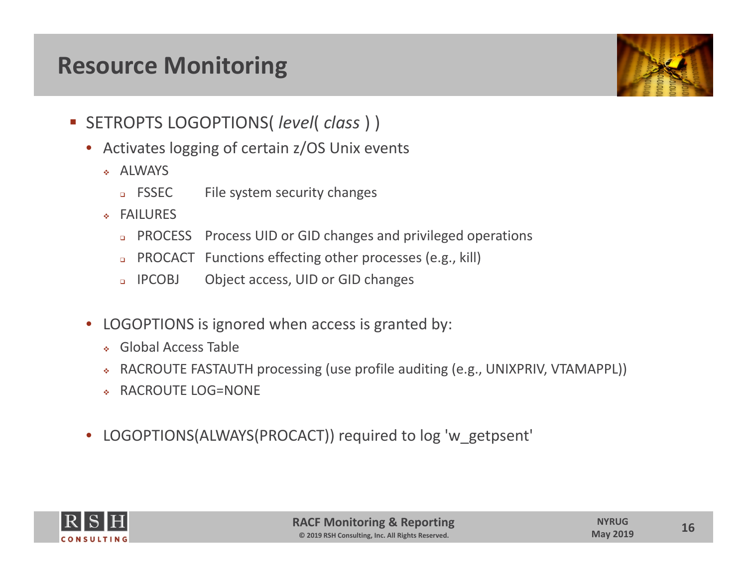# Resource Monitoring

- SETROPTS LOGOPTIONS( *level*( *class* ) )
  - Activates logging of certain z/OS Unix events
    - ALWAYS
      - FSSEC File system security changes
    - FAILURES
      - PROCESS Process UID or GID changes and privileged operations
      - PROCACT Functions effecting other processes (e.g., kill)
      - IPCOBJ Object access, UID or GID changes
  - LOGOPTIONS is ignored when access is granted by:
    - Global Access Table
    - RACROUTE FASTAUTH processing (use profile auditing (e.g., UNIXPRIV, VTAMAPPL))
    - RACROUTE LOG=NONE
  - LOGOPTIONS(ALWAYS(PROCACT)) required to log 'w_getpsent'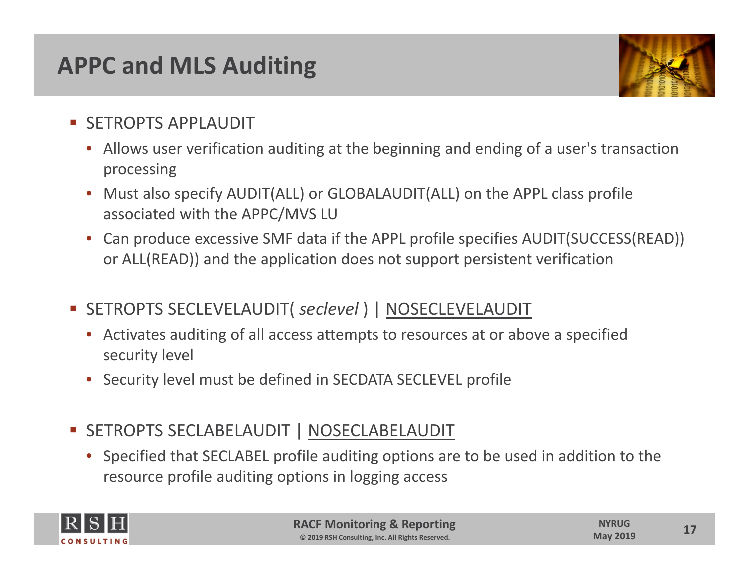# APPC and MLS Auditing

- SETROPTS APPLAUDIT
  - Allows user verification auditing at the beginning and ending of a user's transaction processing
  - Must also specify AUDIT(ALL) or GLOBALAUDIT(ALL) on the APPL class profile associated with the APPC/MVS LU
  - Can produce excessive SMF data if the APPL profile specifies AUDIT(SUCCESS(READ)) or ALL(READ)) and the application does not support persistent verification

- SETROPTS SECLEVELAUDIT( *seclevel* ) | <u>NOSECLEVELAUDIT</u>
  - Activates auditing of all access attempts to resources at or above a specified security level
  - Security level must be defined in SECDATA SECLEVEL profile

- SETROPTS SECLABELAUDIT | <u>NOSECLABELAUDIT</u>
  - Specified that SECLABEL profile auditing options are to be used in addition to the resource profile auditing options in logging access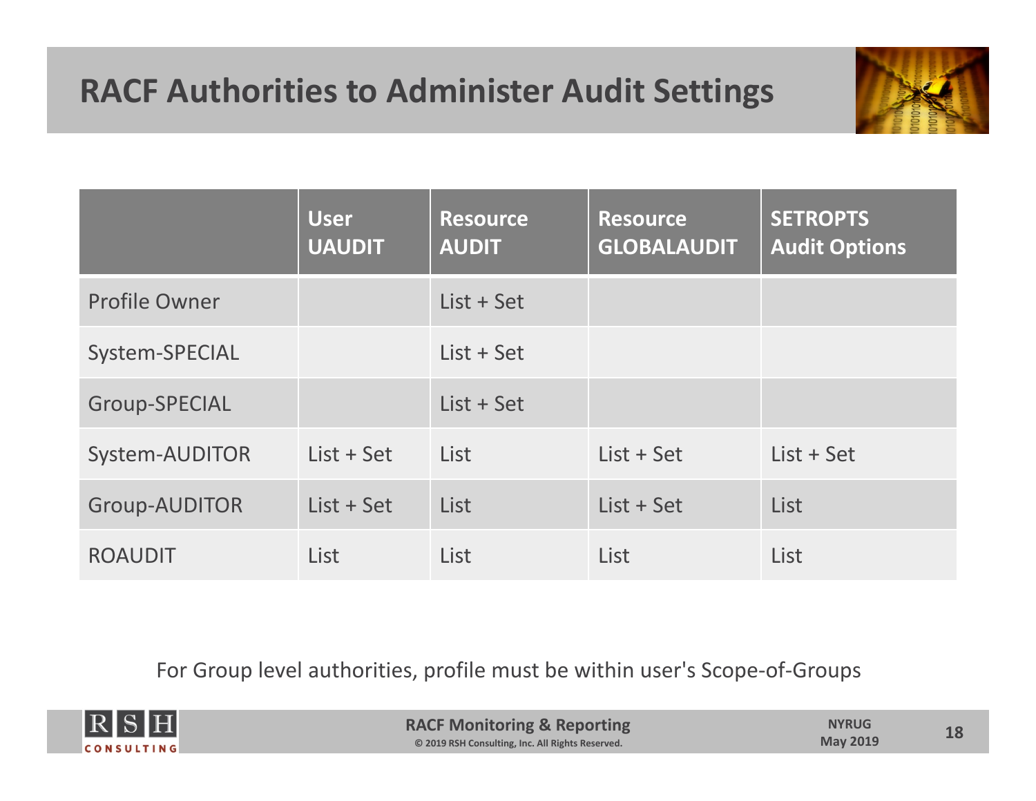# RACF Authorities to Administer Audit Settings

| | User UAUDIT | Resource AUDIT | Resource GLOBALAUDIT | SETROPTS Audit Options |
|---|---|---|---|---|
| Profile Owner | | List + Set | | |
| System-SPECIAL | | List + Set | | |
| Group-SPECIAL | | List + Set | | |
| System-AUDITOR | List + Set | List | List + Set | List + Set |
| Group-AUDITOR | List + Set | List | List + Set | List |
| ROAUDIT | List | List | List | List |

For Group level authorities, profile must be within user's Scope-of-Groups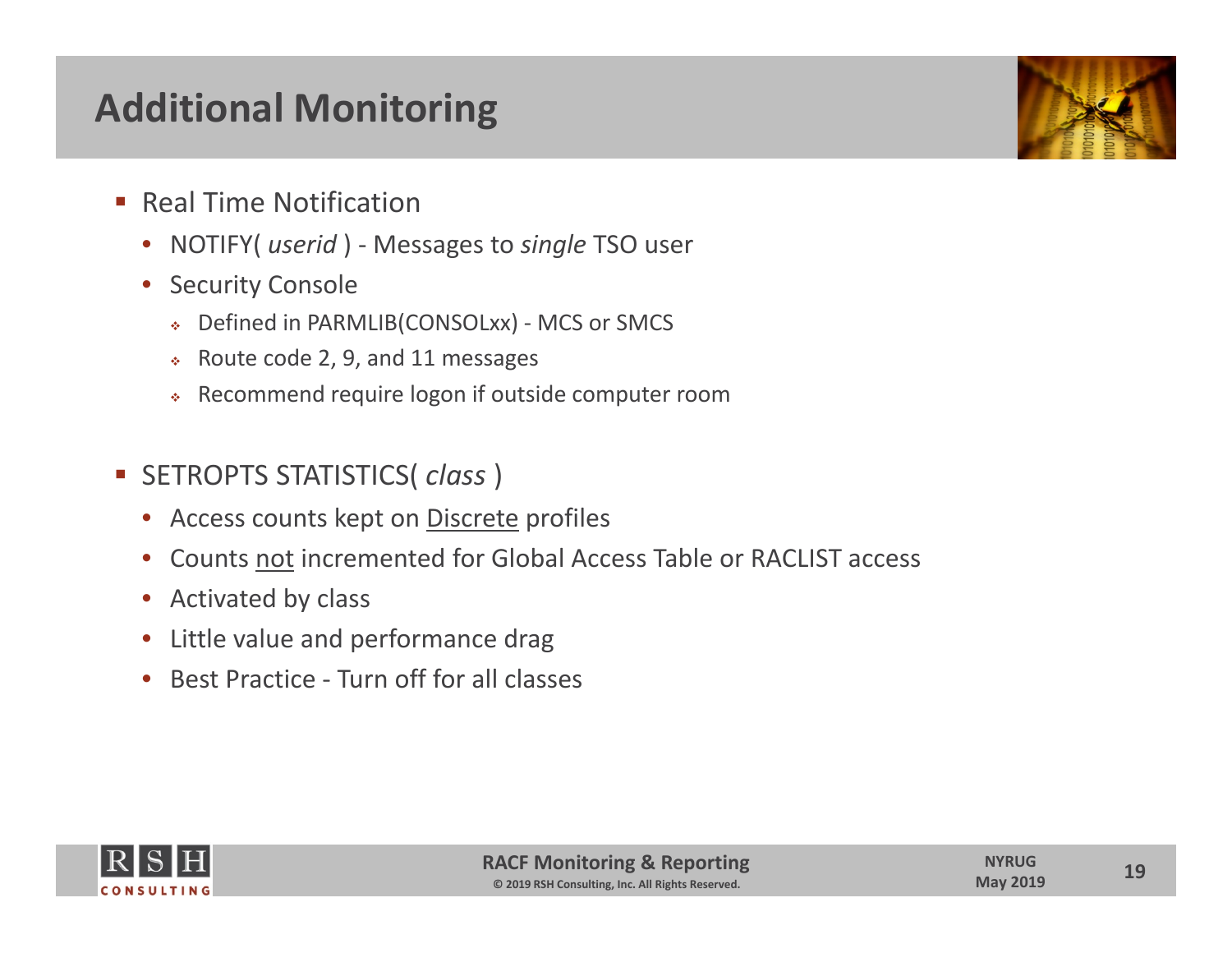# Additional Monitoring

- Real Time Notification
  - NOTIFY( *userid* ) - Messages to *single* TSO user
  - Security Console
    - Defined in PARMLIB(CONSOLxx) - MCS or SMCS
    - Route code 2, 9, and 11 messages
    - Recommend require logon if outside computer room

- SETROPTS STATISTICS( *class* )
  - Access counts kept on <u>Discrete</u> profiles
  - Counts <u>not</u> incremented for Global Access Table or RACLIST access
  - Activated by class
  - Little value and performance drag
  - Best Practice - Turn off for all classes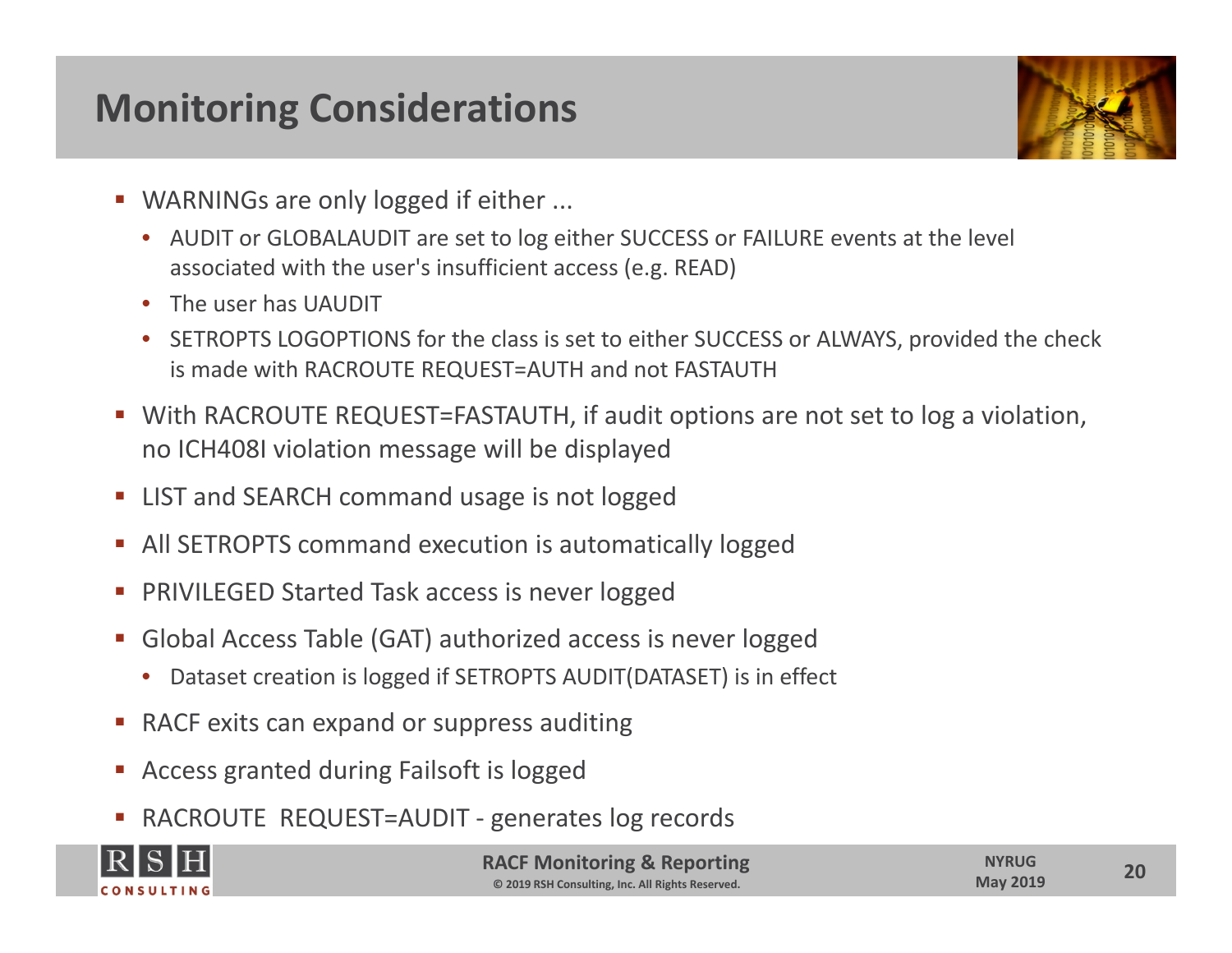# Monitoring Considerations

- WARNINGs are only logged if either ...
  - AUDIT or GLOBALAUDIT are set to log either SUCCESS or FAILURE events at the level associated with the user's insufficient access (e.g. READ)
  - The user has UAUDIT
  - SETROPTS LOGOPTIONS for the class is set to either SUCCESS or ALWAYS, provided the check is made with RACROUTE REQUEST=AUTH and not FASTAUTH
- With RACROUTE REQUEST=FASTAUTH, if audit options are not set to log a violation, no ICH408I violation message will be displayed
- LIST and SEARCH command usage is not logged
- All SETROPTS command execution is automatically logged
- PRIVILEGED Started Task access is never logged
- Global Access Table (GAT) authorized access is never logged
  - Dataset creation is logged if SETROPTS AUDIT(DATASET) is in effect
- RACF exits can expand or suppress auditing
- Access granted during Failsoft is logged
- RACROUTE REQUEST=AUDIT - generates log records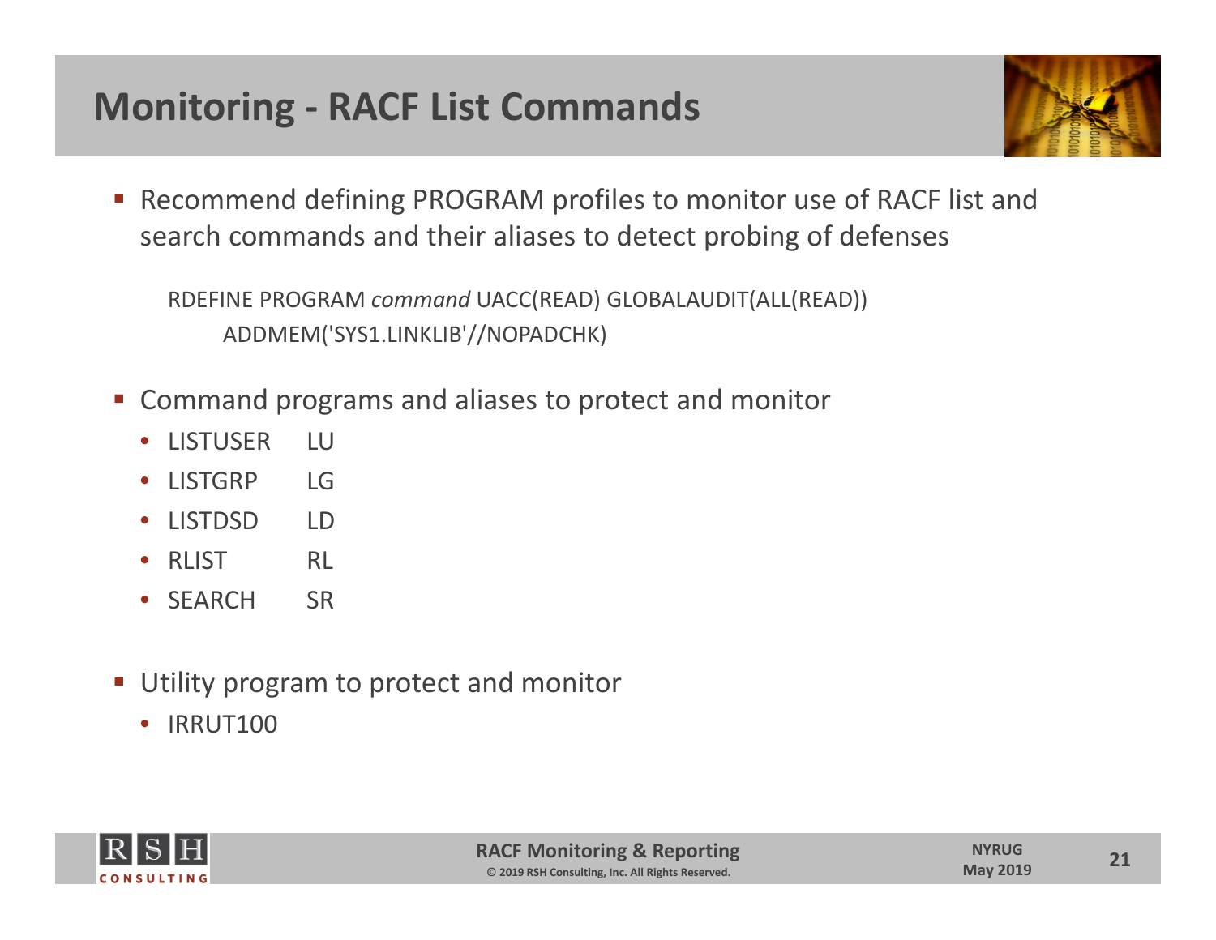# Monitoring - RACF List Commands

- Recommend defining PROGRAM profiles to monitor use of RACF list and search commands and their aliases to detect probing of defenses

```
RDEFINE PROGRAM command UACC(READ) GLOBALAUDIT(ALL(READ))
     ADDMEM('SYS1.LINKLIB'//NOPADCHK)
```

- Command programs and aliases to protect and monitor
  - LISTUSER LU
  - LISTGRP LG
  - LISTDSD LD
  - RLIST RL
  - SEARCH SR

- Utility program to protect and monitor
  - IRRUT100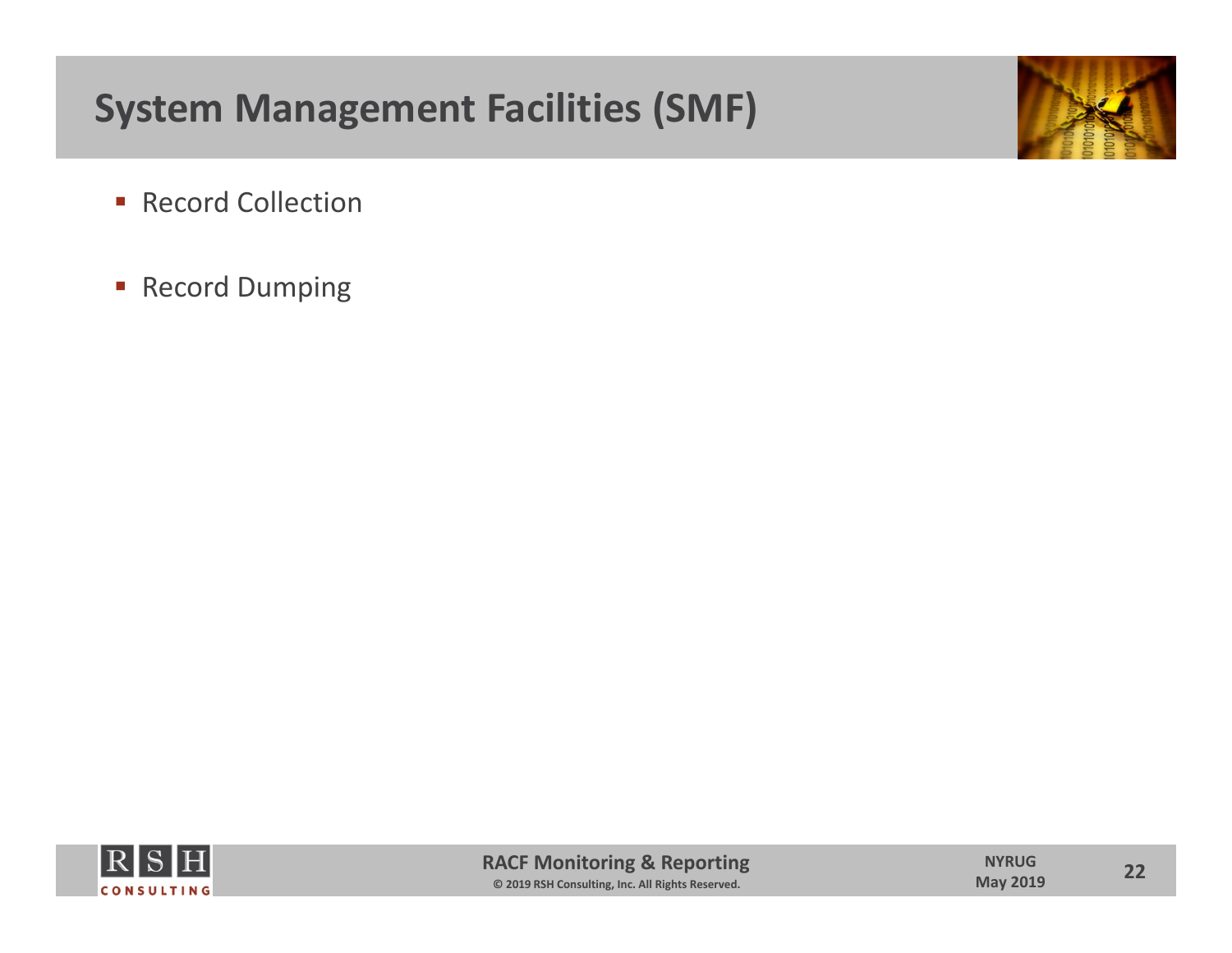# System Management Facilities (SMF)

- Record Collection
- Record Dumping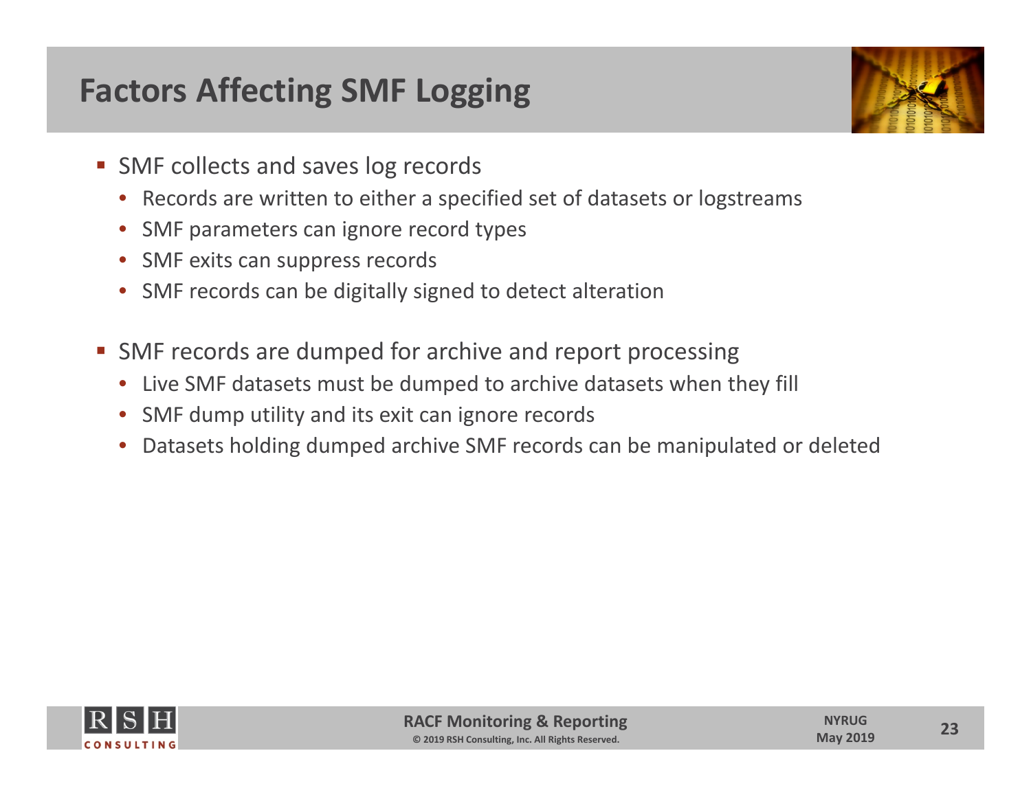# Factors Affecting SMF Logging

- SMF collects and saves log records
  - Records are written to either a specified set of datasets or logstreams
  - SMF parameters can ignore record types
  - SMF exits can suppress records
  - SMF records can be digitally signed to detect alteration

- SMF records are dumped for archive and report processing
  - Live SMF datasets must be dumped to archive datasets when they fill
  - SMF dump utility and its exit can ignore records
  - Datasets holding dumped archive SMF records can be manipulated or deleted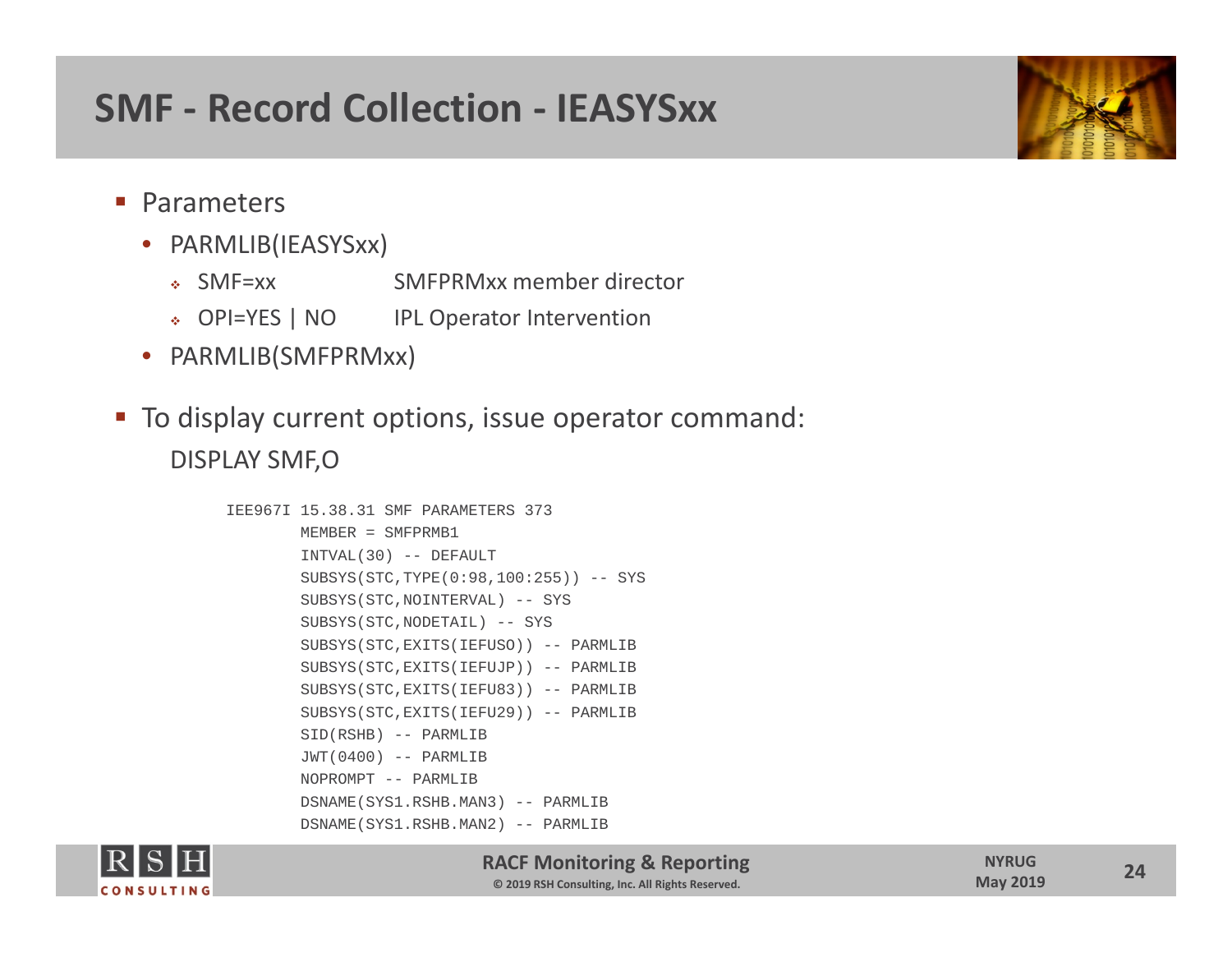# SMF - Record Collection - IEASYSxx

- Parameters
  - PARMLIB(IEASYSxx)
    - SMF=xx SMFPRMxx member director
    - OPI=YES | NO IPL Operator Intervention
  - PARMLIB(SMFPRMxx)
- To display current options, issue operator command:

  DISPLAY SMF,O

```
IEE967I 15.38.31 SMF PARAMETERS 373
        MEMBER = SMFPRMB1
        INTVAL(30) -- DEFAULT
        SUBSYS(STC,TYPE(0:98,100:255)) -- SYS
        SUBSYS(STC,NOINTERVAL) -- SYS
        SUBSYS(STC,NODETAIL) -- SYS
        SUBSYS(STC,EXITS(IEFUSO)) -- PARMLIB
        SUBSYS(STC,EXITS(IEFUJP)) -- PARMLIB
        SUBSYS(STC,EXITS(IEFU83)) -- PARMLIB
        SUBSYS(STC,EXITS(IEFU29)) -- PARMLIB
        SID(RSHB) -- PARMLIB
        JWT(0400) -- PARMLIB
        NOPROMPT -- PARMLIB
        DSNAME(SYS1.RSHB.MAN3) -- PARMLIB
        DSNAME(SYS1.RSHB.MAN2) -- PARMLIB
```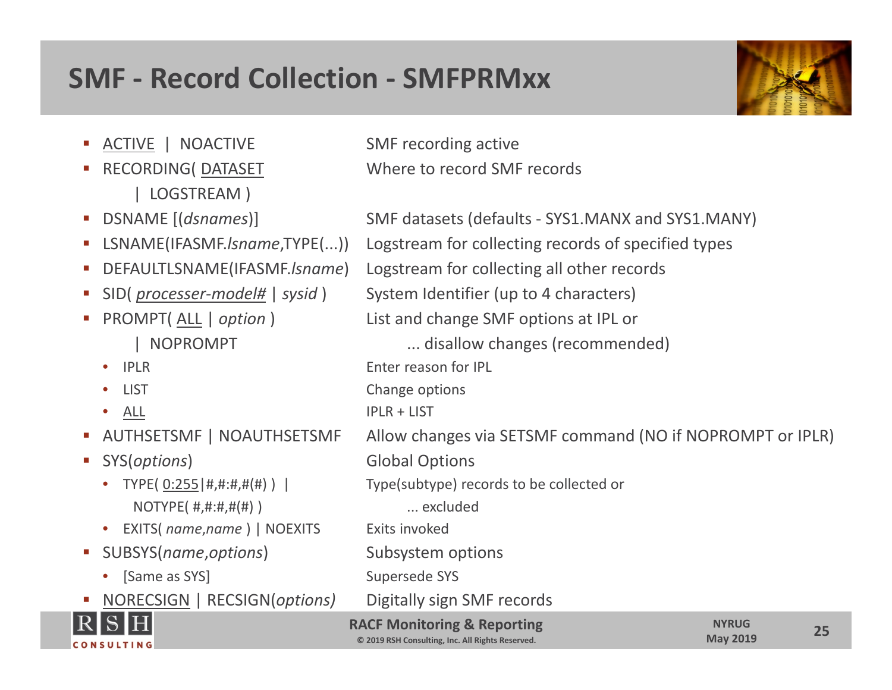# SMF - Record Collection - SMFPRMxx

| Parameter | Description |
|---|---|
| ▪ <u>ACTIVE</u> \| NOACTIVE | SMF recording active |
| ▪ RECORDING( <u>DATASET</u> \| LOGSTREAM ) | Where to record SMF records |
| ▪ DSNAME [(*dsnames*)] | SMF datasets (defaults - SYS1.MANX and SYS1.MANY) |
| ▪ LSNAME(IFASMF.*lsname*,TYPE(...)) | Logstream for collecting records of specified types |
| ▪ DEFAULTLSNAME(IFASMF.*lsname*) | Logstream for collecting all other records |
| ▪ SID( <u>*processer-model#*</u> \| *sysid* ) | System Identifier (up to 4 characters) |
| ▪ PROMPT( <u>ALL</u> \| *option* ) | List and change SMF options at IPL or |
| \| NOPROMPT | ... disallow changes (recommended) |
| • IPLR | Enter reason for IPL |
| • LIST | Change options |
| • <u>ALL</u> | IPLR + LIST |
| ▪ AUTHSETSMF \| NOAUTHSETSMF | Allow changes via SETSMF command (NO if NOPROMPT or IPLR) |
| ▪ SYS(*options*) | Global Options |
| • TYPE( <u>0:255</u>\|#,#:#,#(#) ) \| | Type(subtype) records to be collected or |
| NOTYPE( #,#:#,#(#) ) | ... excluded |
| • EXITS( *name*,*name* ) \| NOEXITS | Exits invoked |
| ▪ SUBSYS(*name*,*options*) | Subsystem options |
| • [Same as SYS] | Supersede SYS |
| ▪ <u>NORECSIGN</u> \| RECSIGN(*options)* | Digitally sign SMF records |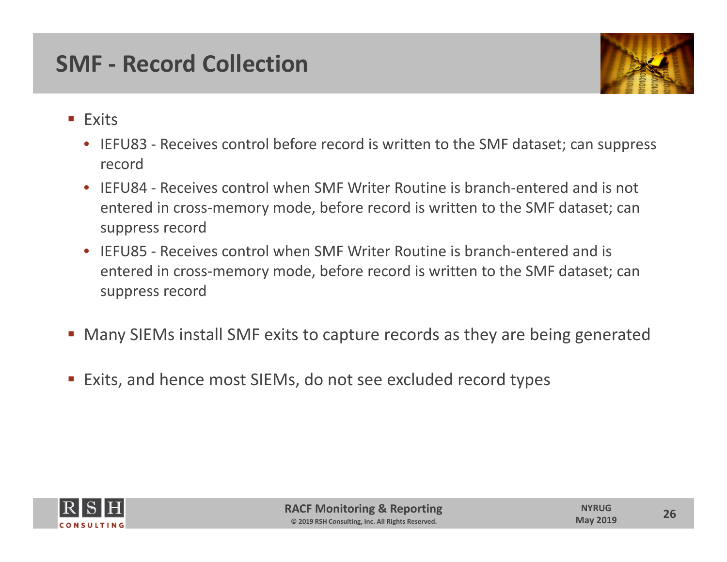# SMF - Record Collection

- Exits
  - IEFU83 - Receives control before record is written to the SMF dataset; can suppress record
  - IEFU84 - Receives control when SMF Writer Routine is branch-entered and is not entered in cross-memory mode, before record is written to the SMF dataset; can suppress record
  - IEFU85 - Receives control when SMF Writer Routine is branch-entered and is entered in cross-memory mode, before record is written to the SMF dataset; can suppress record
- Many SIEMs install SMF exits to capture records as they are being generated
- Exits, and hence most SIEMs, do not see excluded record types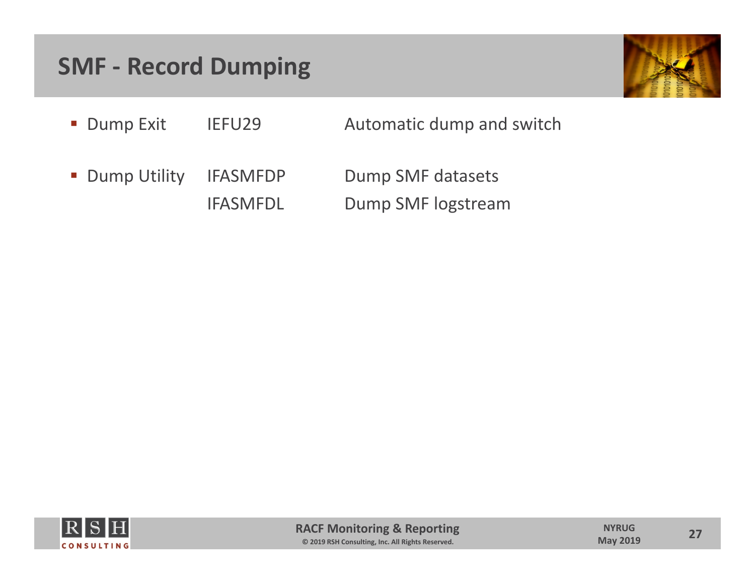# SMF - Record Dumping

- Dump Exit IEFU29 Automatic dump and switch
- Dump Utility IFASMFDP Dump SMF datasets
  IFASMFDL Dump SMF logstream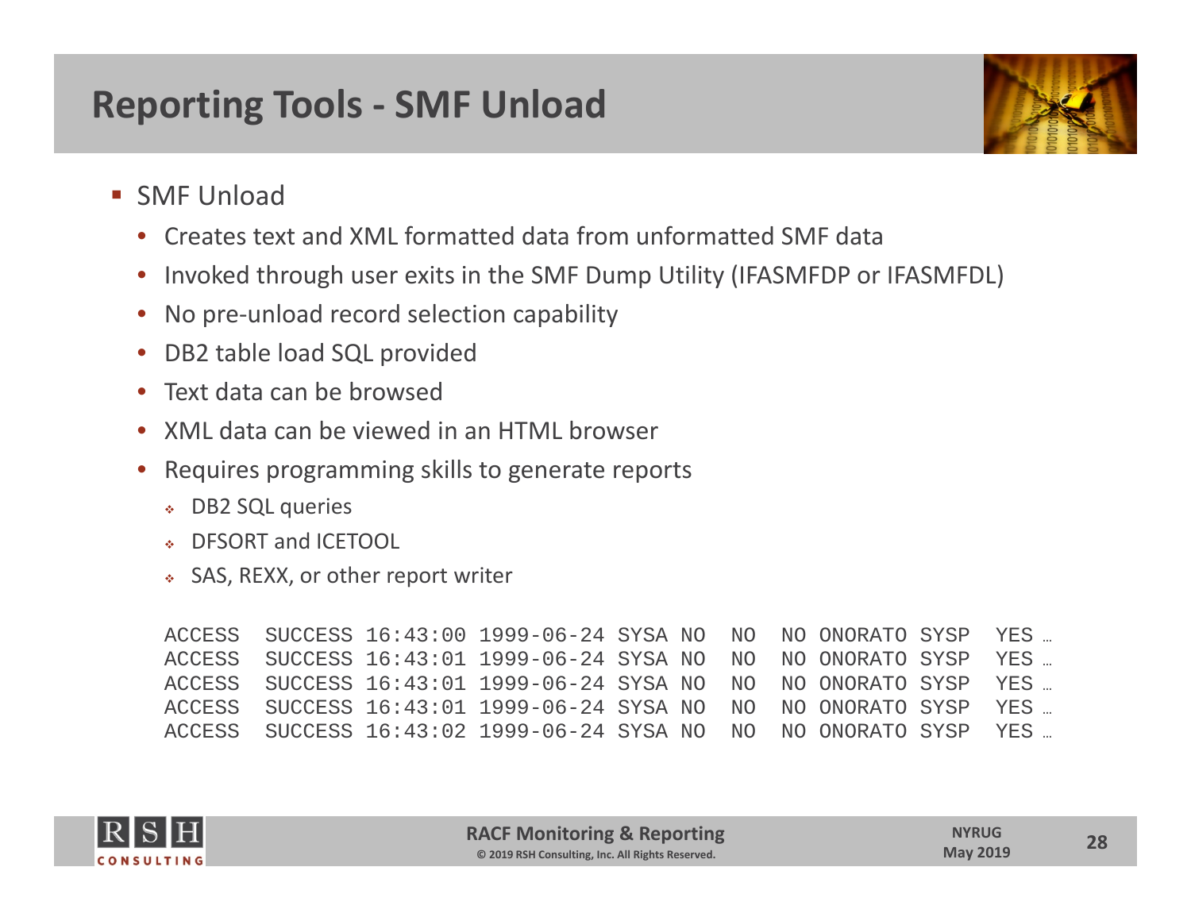# Reporting Tools - SMF Unload

- SMF Unload
  - Creates text and XML formatted data from unformatted SMF data
  - Invoked through user exits in the SMF Dump Utility (IFASMFDP or IFASMFDL)
  - No pre-unload record selection capability
  - DB2 table load SQL provided
  - Text data can be browsed
  - XML data can be viewed in an HTML browser
  - Requires programming skills to generate reports
    - DB2 SQL queries
    - DFSORT and ICETOOL
    - SAS, REXX, or other report writer

```
ACCESS   SUCCESS 16:43:00 1999-06-24 SYSA NO   NO   NO ONORATO SYSP   YES …
ACCESS   SUCCESS 16:43:01 1999-06-24 SYSA NO   NO   NO ONORATO SYSP   YES …
ACCESS   SUCCESS 16:43:01 1999-06-24 SYSA NO   NO   NO ONORATO SYSP   YES …
ACCESS   SUCCESS 16:43:01 1999-06-24 SYSA NO   NO   NO ONORATO SYSP   YES …
ACCESS   SUCCESS 16:43:02 1999-06-24 SYSA NO   NO   NO ONORATO SYSP   YES …
```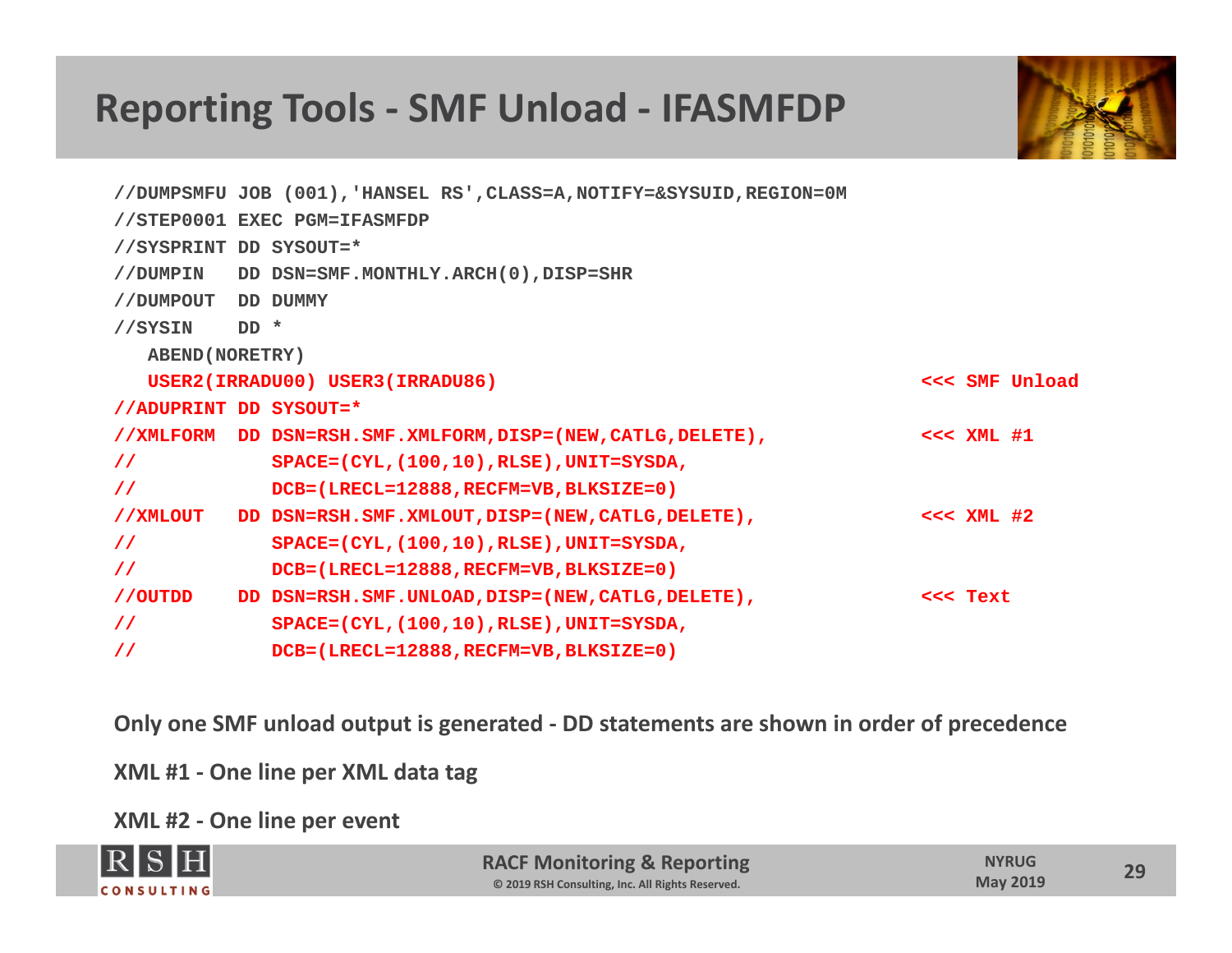# Reporting Tools - SMF Unload - IFASMFDP

```
//DUMPSMFU JOB (001),'HANSEL RS',CLASS=A,NOTIFY=&SYSUID,REGION=0M
//STEP0001 EXEC PGM=IFASMFDP
//SYSPRINT DD SYSOUT=*
//DUMPIN   DD DSN=SMF.MONTHLY.ARCH(0),DISP=SHR
//DUMPOUT  DD DUMMY
//SYSIN    DD *
   ABEND(NORETRY)
   USER2(IRRADU00) USER3(IRRADU86)                              <<< SMF Unload
//ADUPRINT DD SYSOUT=*
//XMLFORM  DD DSN=RSH.SMF.XMLFORM,DISP=(NEW,CATLG,DELETE),      <<< XML #1
//            SPACE=(CYL,(100,10),RLSE),UNIT=SYSDA,
//            DCB=(LRECL=12888,RECFM=VB,BLKSIZE=0)
//XMLOUT   DD DSN=RSH.SMF.XMLOUT,DISP=(NEW,CATLG,DELETE),       <<< XML #2
//            SPACE=(CYL,(100,10),RLSE),UNIT=SYSDA,
//            DCB=(LRECL=12888,RECFM=VB,BLKSIZE=0)
//OUTDD    DD DSN=RSH.SMF.UNLOAD,DISP=(NEW,CATLG,DELETE),       <<< Text
//            SPACE=(CYL,(100,10),RLSE),UNIT=SYSDA,
//            DCB=(LRECL=12888,RECFM=VB,BLKSIZE=0)
```

**Only one SMF unload output is generated - DD statements are shown in order of precedence**

**XML #1 - One line per XML data tag**

**XML #2 - One line per event**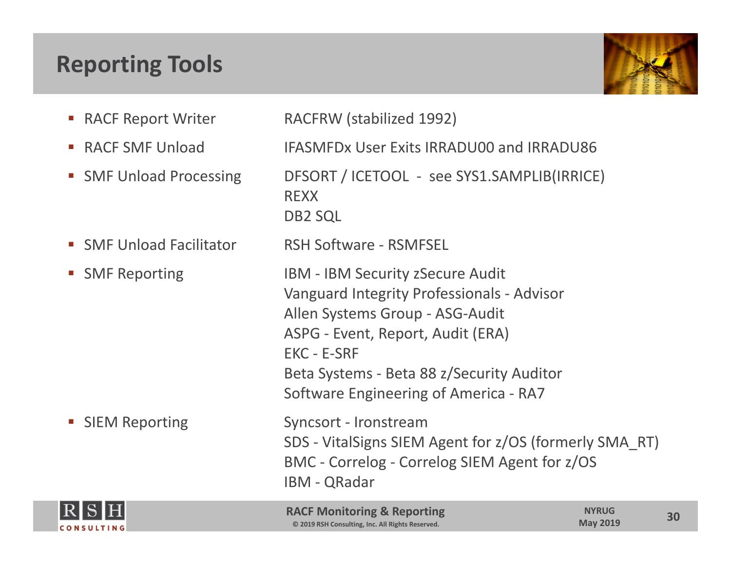# Reporting Tools

| | |
|---|---|
| RACF Report Writer | RACFRW (stabilized 1992) |
| RACF SMF Unload | IFASMFDx User Exits IRRADU00 and IRRADU86 |
| SMF Unload Processing | DFSORT / ICETOOL - see SYS1.SAMPLIB(IRRICE)<br>REXX<br>DB2 SQL |
| SMF Unload Facilitator | RSH Software - RSMFSEL |
| SMF Reporting | IBM - IBM Security zSecure Audit<br>Vanguard Integrity Professionals - Advisor<br>Allen Systems Group - ASG-Audit<br>ASPG - Event, Report, Audit (ERA)<br>EKC - E-SRF<br>Beta Systems - Beta 88 z/Security Auditor<br>Software Engineering of America - RA7 |
| SIEM Reporting | Syncsort - Ironstream<br>SDS - VitalSigns SIEM Agent for z/OS (formerly SMA_RT)<br>BMC - Correlog - Correlog SIEM Agent for z/OS<br>IBM - QRadar |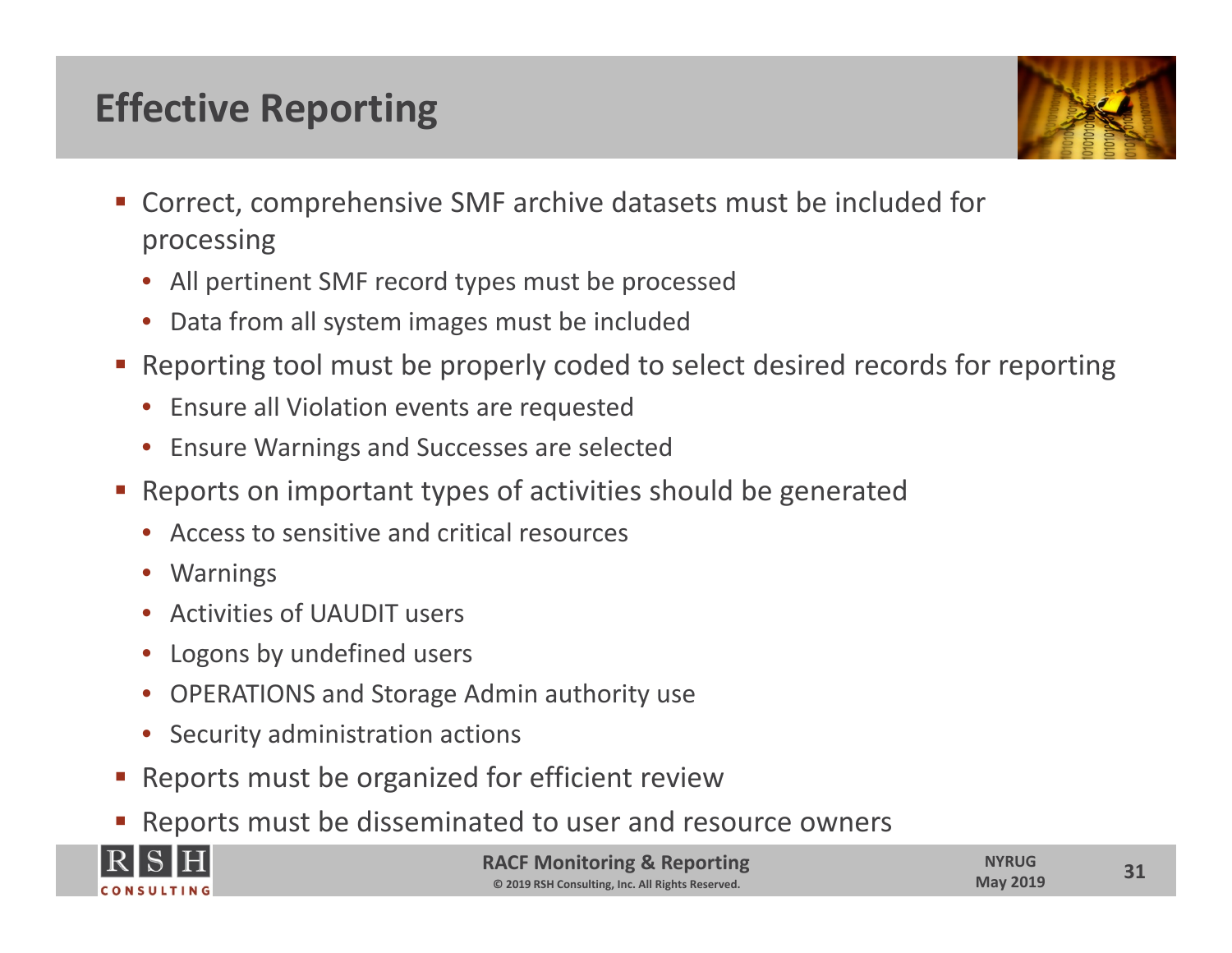# Effective Reporting

- Correct, comprehensive SMF archive datasets must be included for processing
  - All pertinent SMF record types must be processed
  - Data from all system images must be included
- Reporting tool must be properly coded to select desired records for reporting
  - Ensure all Violation events are requested
  - Ensure Warnings and Successes are selected
- Reports on important types of activities should be generated
  - Access to sensitive and critical resources
  - Warnings
  - Activities of UAUDIT users
  - Logons by undefined users
  - OPERATIONS and Storage Admin authority use
  - Security administration actions
- Reports must be organized for efficient review
- Reports must be disseminated to user and resource owners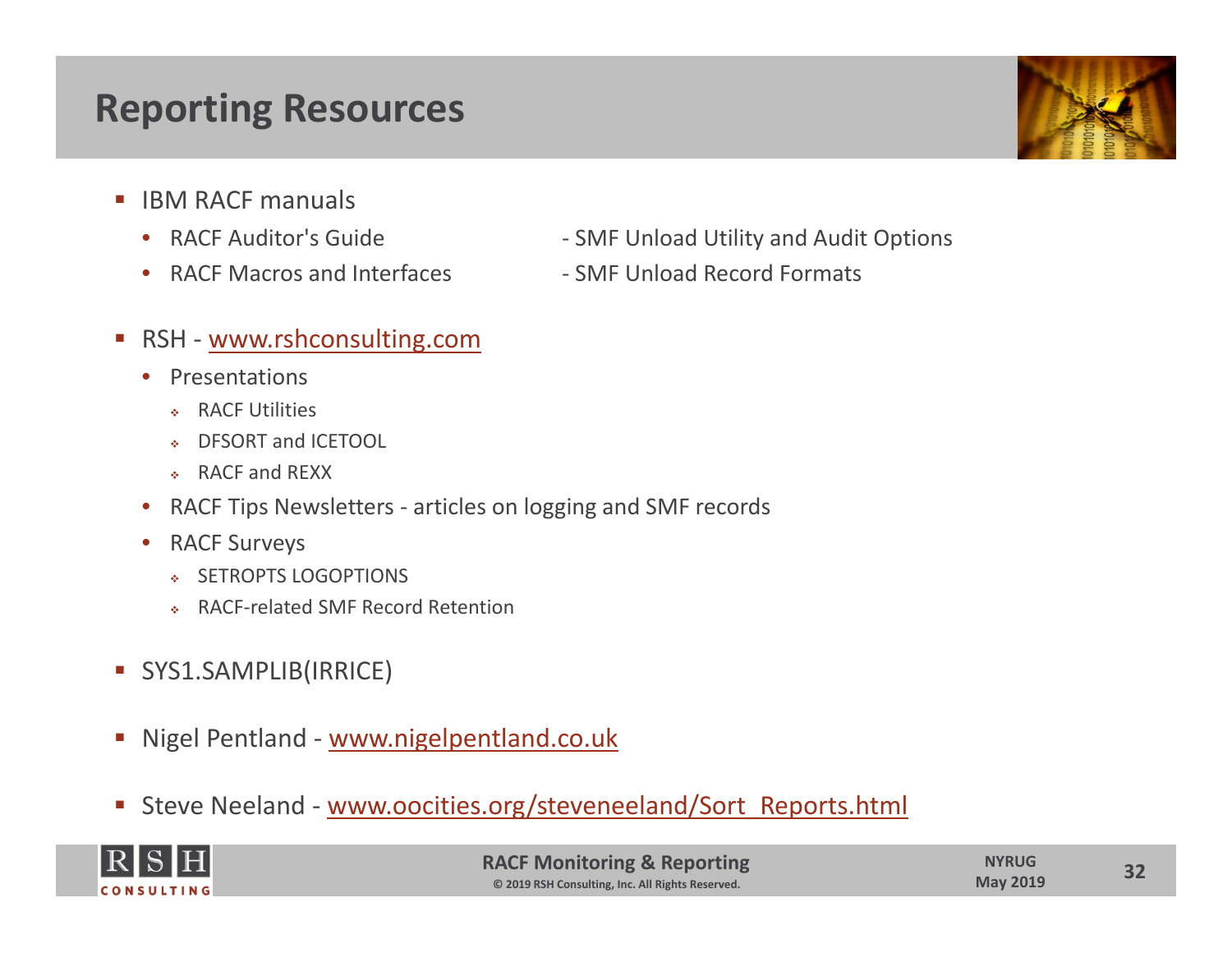# Reporting Resources

- IBM RACF manuals
  - RACF Auditor's Guide - SMF Unload Utility and Audit Options
  - RACF Macros and Interfaces - SMF Unload Record Formats

- RSH - www.rshconsulting.com
  - Presentations
    - RACF Utilities
    - DFSORT and ICETOOL
    - RACF and REXX
  - RACF Tips Newsletters - articles on logging and SMF records
  - RACF Surveys
    - SETROPTS LOGOPTIONS
    - RACF-related SMF Record Retention

- SYS1.SAMPLIB(IRRICE)

- Nigel Pentland - www.nigelpentland.co.uk

- Steve Neeland - www.oocities.org/steveneeland/Sort_Reports.html